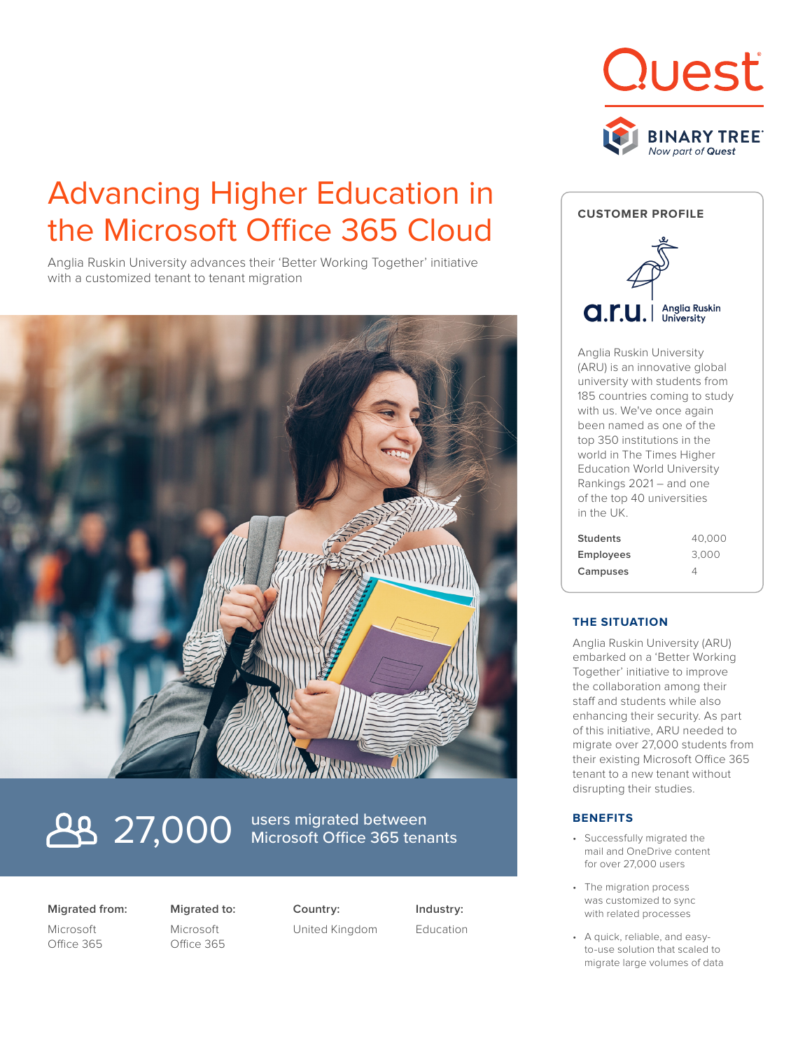# Advancing Higher Education in the Microsoft Office 365 Cloud

Anglia Ruskin University advances their 'Better Working Together' initiative with a customized tenant to tenant migration

**27,000** users migrated between Microsoft Office 365 tenants

| Migrated from: | Migrated to: | Country: | Industry: |
|---|---|---|---|
| Microsoft Office 365 | Microsoft Office 365 | United Kingdom | Education |

## CUSTOMER PROFILE

Anglia Ruskin University (ARU) is an innovative global university with students from 185 countries coming to study with us. We've once again been named as one of the top 350 institutions in the world in The Times Higher Education World University Rankings 2021 – and one of the top 40 universities in the UK.

| | |
|---|---|
| **Students** | 40,000 |
| **Employees** | 3,000 |
| **Campuses** | 4 |

## THE SITUATION

Anglia Ruskin University (ARU) embarked on a 'Better Working Together' initiative to improve the collaboration among their staff and students while also enhancing their security. As part of this initiative, ARU needed to migrate over 27,000 students from their existing Microsoft Office 365 tenant to a new tenant without disrupting their studies.

## BENEFITS

- Successfully migrated the mail and OneDrive content for over 27,000 users
- The migration process was customized to sync with related processes
- A quick, reliable, and easy-to-use solution that scaled to migrate large volumes of data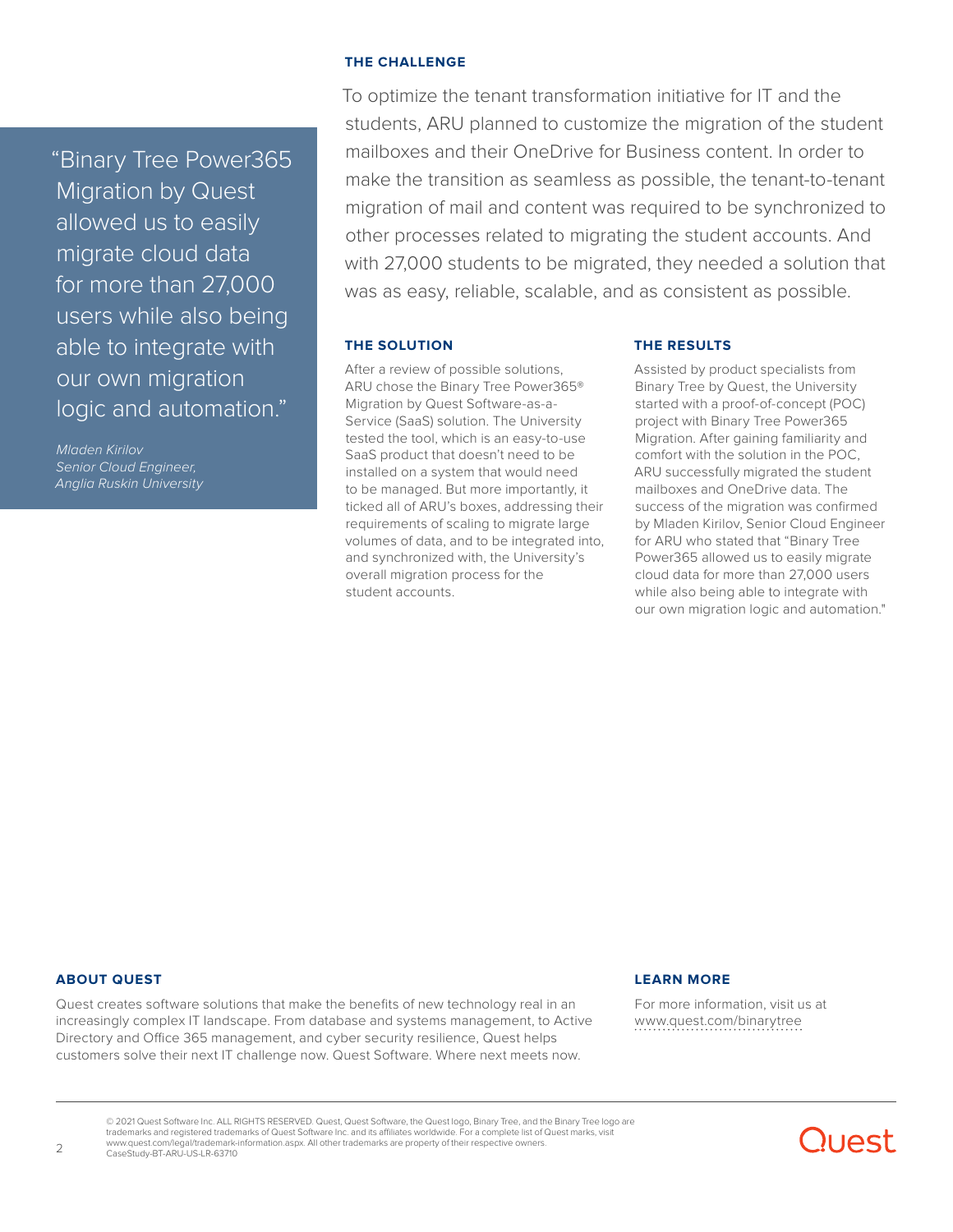> "Binary Tree Power365 Migration by Quest allowed us to easily migrate cloud data for more than 27,000 users while also being able to integrate with our own migration logic and automation."
>
> *Mladen Kirilov*
> *Senior Cloud Engineer,*
> *Anglia Ruskin University*

## THE CHALLENGE

To optimize the tenant transformation initiative for IT and the students, ARU planned to customize the migration of the student mailboxes and their OneDrive for Business content. In order to make the transition as seamless as possible, the tenant-to-tenant migration of mail and content was required to be synchronized to other processes related to migrating the student accounts. And with 27,000 students to be migrated, they needed a solution that was as easy, reliable, scalable, and as consistent as possible.

## THE SOLUTION

After a review of possible solutions, ARU chose the Binary Tree Power365® Migration by Quest Software-as-a-Service (SaaS) solution. The University tested the tool, which is an easy-to-use SaaS product that doesn't need to be installed on a system that would need to be managed. But more importantly, it ticked all of ARU's boxes, addressing their requirements of scaling to migrate large volumes of data, and to be integrated into, and synchronized with, the University's overall migration process for the student accounts.

## THE RESULTS

Assisted by product specialists from Binary Tree by Quest, the University started with a proof-of-concept (POC) project with Binary Tree Power365 Migration. After gaining familiarity and comfort with the solution in the POC, ARU successfully migrated the student mailboxes and OneDrive data. The success of the migration was confirmed by Mladen Kirilov, Senior Cloud Engineer for ARU who stated that "Binary Tree Power365 allowed us to easily migrate cloud data for more than 27,000 users while also being able to integrate with our own migration logic and automation."

## ABOUT QUEST

Quest creates software solutions that make the benefits of new technology real in an increasingly complex IT landscape. From database and systems management, to Active Directory and Office 365 management, and cyber security resilience, Quest helps customers solve their next IT challenge now. Quest Software. Where next meets now.

## LEARN MORE

For more information, visit us at www.quest.com/binarytree

© 2021 Quest Software Inc. ALL RIGHTS RESERVED. Quest, Quest Software, the Quest logo, Binary Tree, and the Binary Tree logo are trademarks and registered trademarks of Quest Software Inc. and its affiliates worldwide. For a complete list of Quest marks, visit www.quest.com/legal/trademark-information.aspx. All other trademarks are property of their respective owners.
CaseStudy-BT-ARU-US-LR-63710

Quest